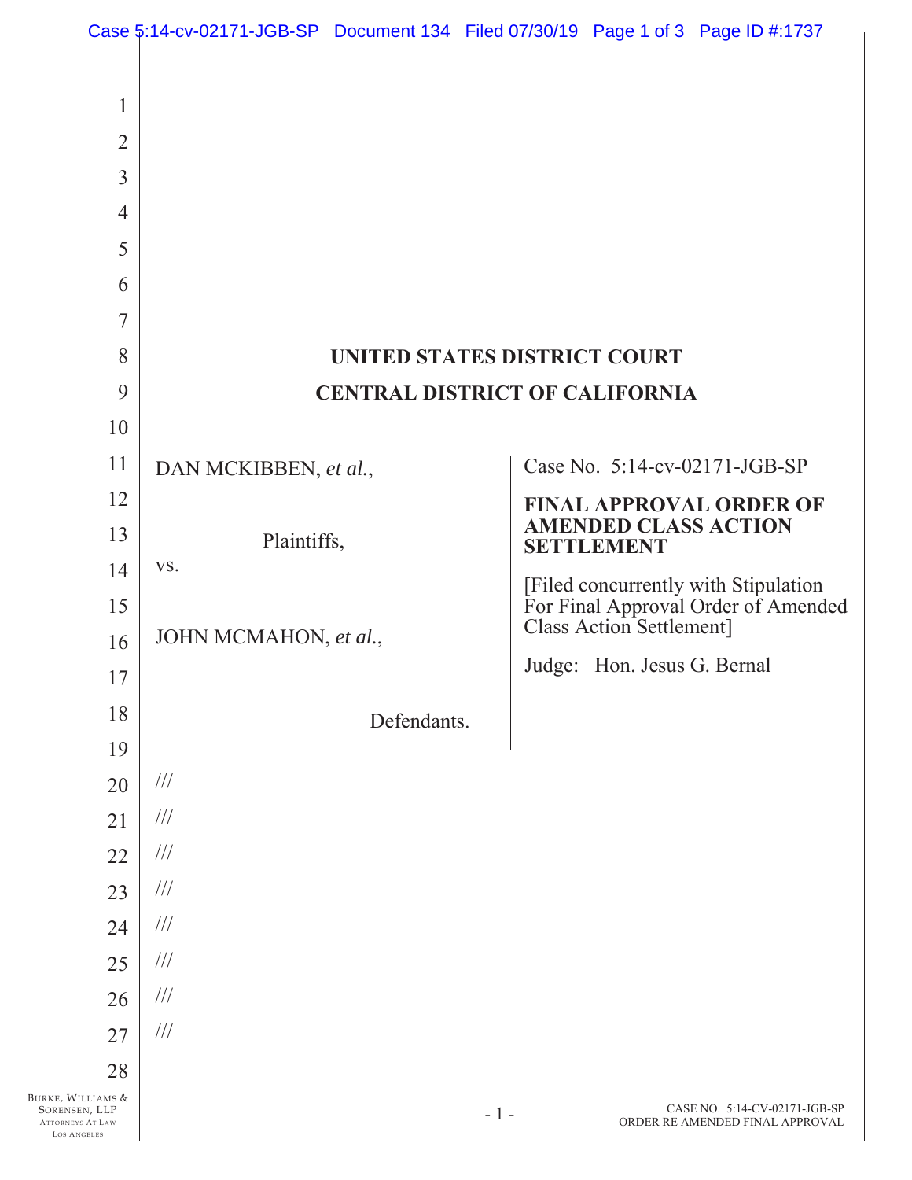**UNITED STATES DISTRICT COURT**

**CENTRAL DISTRICT OF CALIFORNIA**

DAN MCKIBBEN, *et al.*,

Plaintiffs,

vs.

JOHN MCMAHON, *et al.*,

Defendants.

Case No. 5:14-cv-02171-JGB-SP

**FINAL APPROVAL ORDER OF AMENDED CLASS ACTION SETTLEMENT**

[Filed concurrently with Stipulation For Final Approval Order of Amended Class Action Settlement]

Judge: Hon. Jesus G. Bernal

///

///

///

///

///

///

///

///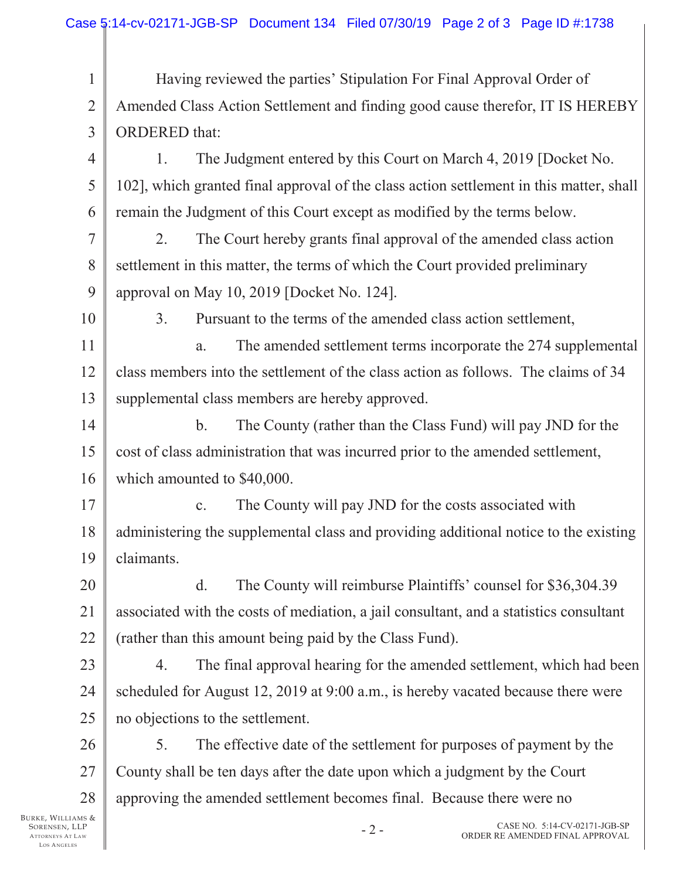Having reviewed the parties' Stipulation For Final Approval Order of Amended Class Action Settlement and finding good cause therefor, IT IS HEREBY ORDERED that:

1. The Judgment entered by this Court on March 4, 2019 [Docket No. 102], which granted final approval of the class action settlement in this matter, shall remain the Judgment of this Court except as modified by the terms below.

2. The Court hereby grants final approval of the amended class action settlement in this matter, the terms of which the Court provided preliminary approval on May 10, 2019 [Docket No. 124].

3. Pursuant to the terms of the amended class action settlement,

a. The amended settlement terms incorporate the 274 supplemental class members into the settlement of the class action as follows. The claims of 34 supplemental class members are hereby approved.

b. The County (rather than the Class Fund) will pay JND for the cost of class administration that was incurred prior to the amended settlement, which amounted to $40,000.

c. The County will pay JND for the costs associated with administering the supplemental class and providing additional notice to the existing claimants.

d. The County will reimburse Plaintiffs' counsel for $36,304.39 associated with the costs of mediation, a jail consultant, and a statistics consultant (rather than this amount being paid by the Class Fund).

4. The final approval hearing for the amended settlement, which had been scheduled for August 12, 2019 at 9:00 a.m., is hereby vacated because there were no objections to the settlement.

5. The effective date of the settlement for purposes of payment by the County shall be ten days after the date upon which a judgment by the Court approving the amended settlement becomes final. Because there were no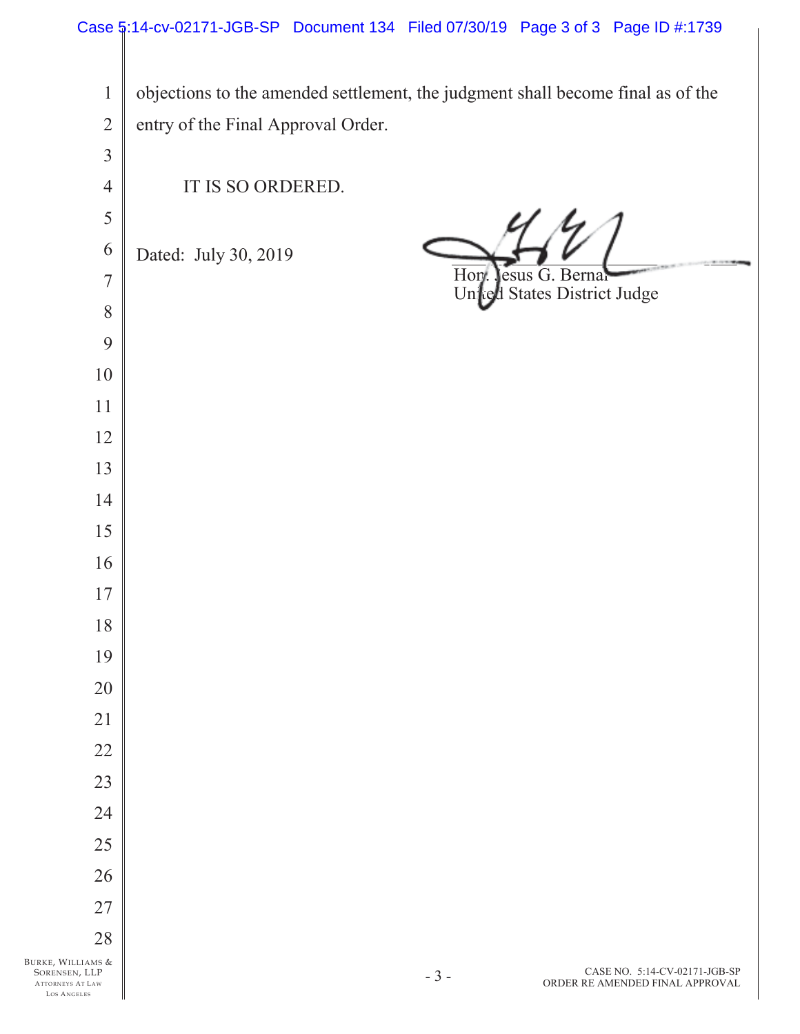objections to the amended settlement, the judgment shall become final as of the entry of the Final Approval Order.

IT IS SO ORDERED.

Dated: July 30, 2019

Hon. Jesus G. Bernal
United States District Judge